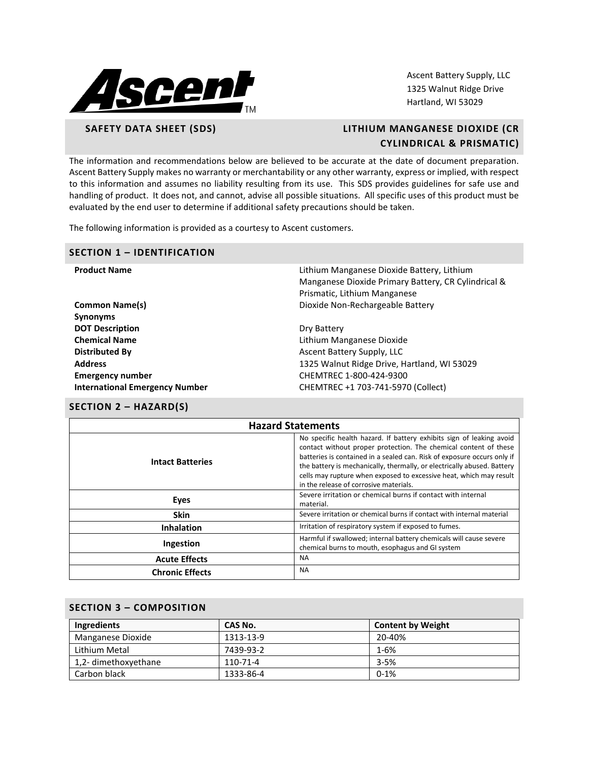Ascent Battery Supply, LLC
1325 Walnut Ridge Drive
Hartland, WI 53029

## SAFETY DATA SHEET (SDS) — LITHIUM MANGANESE DIOXIDE (CR CYLINDRICAL & PRISMATIC)

The information and recommendations below are believed to be accurate at the date of document preparation. Ascent Battery Supply makes no warranty or merchantability or any other warranty, express or implied, with respect to this information and assumes no liability resulting from its use. This SDS provides guidelines for safe use and handling of product. It does not, and cannot, advise all possible situations. All specific uses of this product must be evaluated by the end user to determine if additional safety precautions should be taken.

The following information is provided as a courtesy to Ascent customers.

## SECTION 1 – IDENTIFICATION

| | |
|---|---|
| **Product Name** | Lithium Manganese Dioxide Battery, Lithium Manganese Dioxide Primary Battery, CR Cylindrical & Prismatic, Lithium Manganese |
| **Common Name(s)** | Dioxide Non-Rechargeable Battery |
| **Synonyms** | |
| **DOT Description** | Dry Battery |
| **Chemical Name** | Lithium Manganese Dioxide |
| **Distributed By** | Ascent Battery Supply, LLC |
| **Address** | 1325 Walnut Ridge Drive, Hartland, WI 53029 |
| **Emergency number** | CHEMTREC 1-800-424-9300 |
| **International Emergency Number** | CHEMTREC +1 703-741-5970 (Collect) |

## SECTION 2 – HAZARD(S)

| Hazard Statements | |
|---|---|
| **Intact Batteries** | No specific health hazard. If battery exhibits sign of leaking avoid contact without proper protection. The chemical content of these batteries is contained in a sealed can. Risk of exposure occurs only if the battery is mechanically, thermally, or electrically abused. Battery cells may rupture when exposed to excessive heat, which may result in the release of corrosive materials. |
| **Eyes** | Severe irritation or chemical burns if contact with internal material. |
| **Skin** | Severe irritation or chemical burns if contact with internal material |
| **Inhalation** | Irritation of respiratory system if exposed to fumes. |
| **Ingestion** | Harmful if swallowed; internal battery chemicals will cause severe chemical burns to mouth, esophagus and GI system |
| **Acute Effects** | NA |
| **Chronic Effects** | NA |

## SECTION 3 – COMPOSITION

| Ingredients | CAS No. | Content by Weight |
|---|---|---|
| Manganese Dioxide | 1313-13-9 | 20-40% |
| Lithium Metal | 7439-93-2 | 1-6% |
| 1,2- dimethoxyethane | 110-71-4 | 3-5% |
| Carbon black | 1333-86-4 | 0-1% |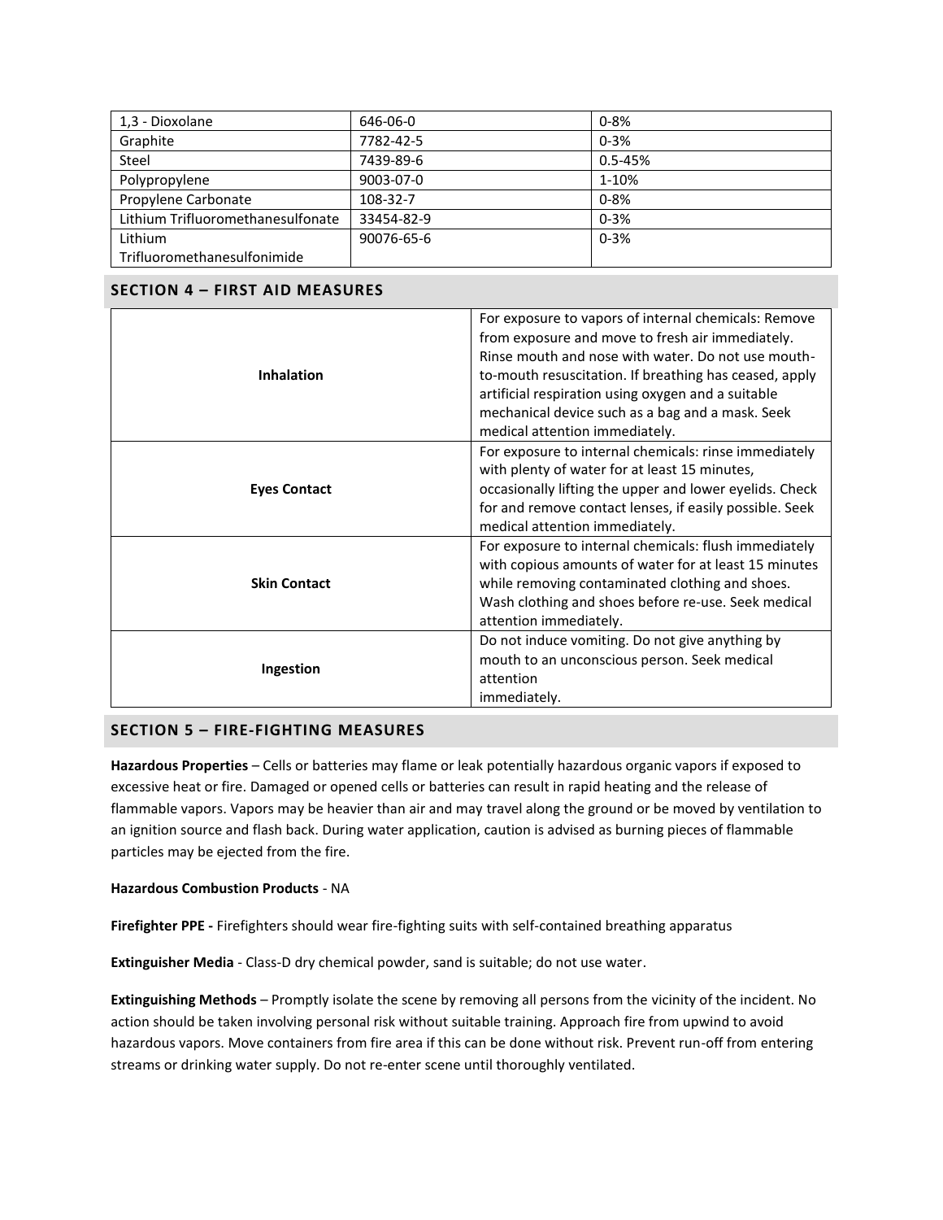| 1,3 - Dioxolane | 646-06-0 | 0-8% |
|---|---|---|
| Graphite | 7782-42-5 | 0-3% |
| Steel | 7439-89-6 | 0.5-45% |
| Polypropylene | 9003-07-0 | 1-10% |
| Propylene Carbonate | 108-32-7 | 0-8% |
| Lithium Trifluoromethanesulfonate | 33454-82-9 | 0-3% |
| Lithium Trifluoromethanesulfonimide | 90076-65-6 | 0-3% |

## SECTION 4 – FIRST AID MEASURES

| | |
|---|---|
| **Inhalation** | For exposure to vapors of internal chemicals: Remove from exposure and move to fresh air immediately. Rinse mouth and nose with water. Do not use mouth-to-mouth resuscitation. If breathing has ceased, apply artificial respiration using oxygen and a suitable mechanical device such as a bag and a mask. Seek medical attention immediately. |
| **Eyes Contact** | For exposure to internal chemicals: rinse immediately with plenty of water for at least 15 minutes, occasionally lifting the upper and lower eyelids. Check for and remove contact lenses, if easily possible. Seek medical attention immediately. |
| **Skin Contact** | For exposure to internal chemicals: flush immediately with copious amounts of water for at least 15 minutes while removing contaminated clothing and shoes. Wash clothing and shoes before re-use. Seek medical attention immediately. |
| **Ingestion** | Do not induce vomiting. Do not give anything by mouth to an unconscious person. Seek medical attention immediately. |

## SECTION 5 – FIRE-FIGHTING MEASURES

**Hazardous Properties** – Cells or batteries may flame or leak potentially hazardous organic vapors if exposed to excessive heat or fire. Damaged or opened cells or batteries can result in rapid heating and the release of flammable vapors. Vapors may be heavier than air and may travel along the ground or be moved by ventilation to an ignition source and flash back. During water application, caution is advised as burning pieces of flammable particles may be ejected from the fire.

**Hazardous Combustion Products** - NA

**Firefighter PPE -** Firefighters should wear fire-fighting suits with self-contained breathing apparatus

**Extinguisher Media** - Class-D dry chemical powder, sand is suitable; do not use water.

**Extinguishing Methods** – Promptly isolate the scene by removing all persons from the vicinity of the incident. No action should be taken involving personal risk without suitable training. Approach fire from upwind to avoid hazardous vapors. Move containers from fire area if this can be done without risk. Prevent run-off from entering streams or drinking water supply. Do not re-enter scene until thoroughly ventilated.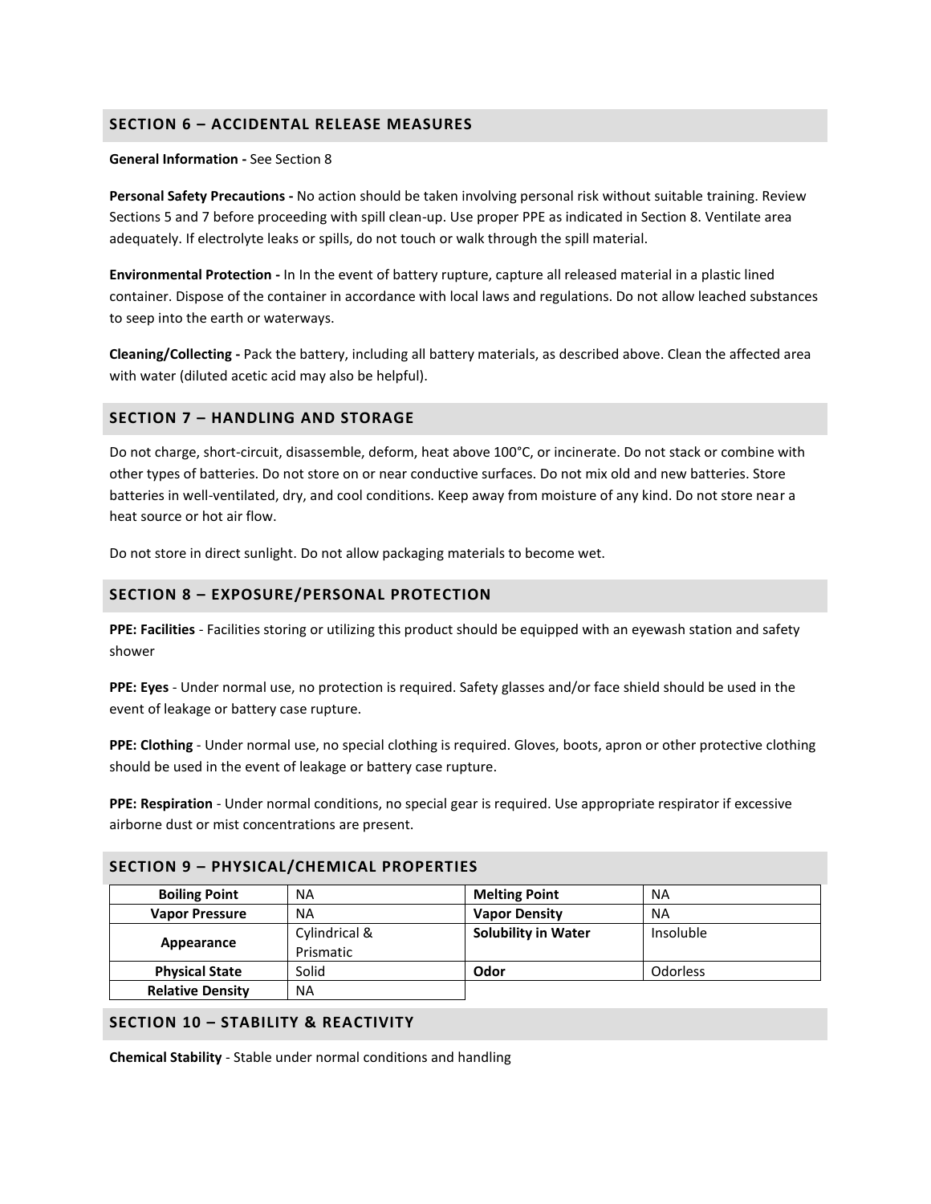## SECTION 6 – ACCIDENTAL RELEASE MEASURES

**General Information -** See Section 8

**Personal Safety Precautions -** No action should be taken involving personal risk without suitable training. Review Sections 5 and 7 before proceeding with spill clean-up. Use proper PPE as indicated in Section 8. Ventilate area adequately. If electrolyte leaks or spills, do not touch or walk through the spill material.

**Environmental Protection -** In In the event of battery rupture, capture all released material in a plastic lined container. Dispose of the container in accordance with local laws and regulations. Do not allow leached substances to seep into the earth or waterways.

**Cleaning/Collecting -** Pack the battery, including all battery materials, as described above. Clean the affected area with water (diluted acetic acid may also be helpful).

## SECTION 7 – HANDLING AND STORAGE

Do not charge, short-circuit, disassemble, deform, heat above 100°C, or incinerate. Do not stack or combine with other types of batteries. Do not store on or near conductive surfaces. Do not mix old and new batteries. Store batteries in well-ventilated, dry, and cool conditions. Keep away from moisture of any kind. Do not store near a heat source or hot air flow.

Do not store in direct sunlight. Do not allow packaging materials to become wet.

## SECTION 8 – EXPOSURE/PERSONAL PROTECTION

**PPE: Facilities** - Facilities storing or utilizing this product should be equipped with an eyewash station and safety shower

**PPE: Eyes** - Under normal use, no protection is required. Safety glasses and/or face shield should be used in the event of leakage or battery case rupture.

**PPE: Clothing** - Under normal use, no special clothing is required. Gloves, boots, apron or other protective clothing should be used in the event of leakage or battery case rupture.

**PPE: Respiration** - Under normal conditions, no special gear is required. Use appropriate respirator if excessive airborne dust or mist concentrations are present.

## SECTION 9 – PHYSICAL/CHEMICAL PROPERTIES

| **Boiling Point** | NA | **Melting Point** | NA |
|---|---|---|---|
| **Vapor Pressure** | NA | **Vapor Density** | NA |
| **Appearance** | Cylindrical & Prismatic | **Solubility in Water** | Insoluble |
| **Physical State** | Solid | **Odor** | Odorless |
| **Relative Density** | NA | | |

## SECTION 10 – STABILITY & REACTIVITY

**Chemical Stability** - Stable under normal conditions and handling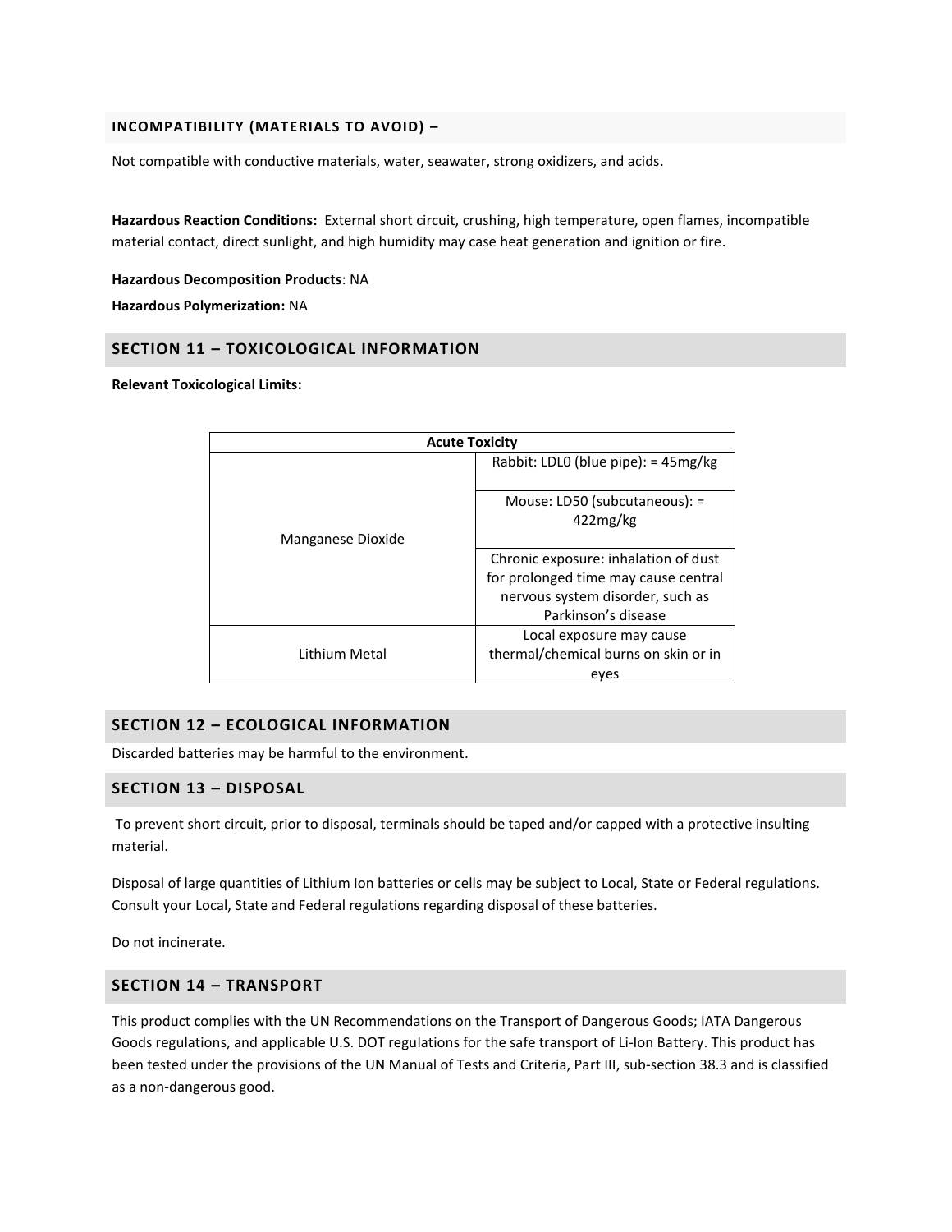### INCOMPATIBILITY (MATERIALS TO AVOID) –

Not compatible with conductive materials, water, seawater, strong oxidizers, and acids.

**Hazardous Reaction Conditions:** External short circuit, crushing, high temperature, open flames, incompatible material contact, direct sunlight, and high humidity may case heat generation and ignition or fire.

**Hazardous Decomposition Products**: NA

**Hazardous Polymerization:** NA

## SECTION 11 – TOXICOLOGICAL INFORMATION

**Relevant Toxicological Limits:**

| Acute Toxicity | |
|---|---|
| Manganese Dioxide | Rabbit: LDL0 (blue pipe): = 45mg/kg |
| | Mouse: LD50 (subcutaneous): = 422mg/kg |
| | Chronic exposure: inhalation of dust for prolonged time may cause central nervous system disorder, such as Parkinson's disease |
| Lithium Metal | Local exposure may cause thermal/chemical burns on skin or in eyes |

## SECTION 12 – ECOLOGICAL INFORMATION

Discarded batteries may be harmful to the environment.

## SECTION 13 – DISPOSAL

To prevent short circuit, prior to disposal, terminals should be taped and/or capped with a protective insulting material.

Disposal of large quantities of Lithium Ion batteries or cells may be subject to Local, State or Federal regulations. Consult your Local, State and Federal regulations regarding disposal of these batteries.

Do not incinerate.

## SECTION 14 – TRANSPORT

This product complies with the UN Recommendations on the Transport of Dangerous Goods; IATA Dangerous Goods regulations, and applicable U.S. DOT regulations for the safe transport of Li-Ion Battery. This product has been tested under the provisions of the UN Manual of Tests and Criteria, Part III, sub-section 38.3 and is classified as a non-dangerous good.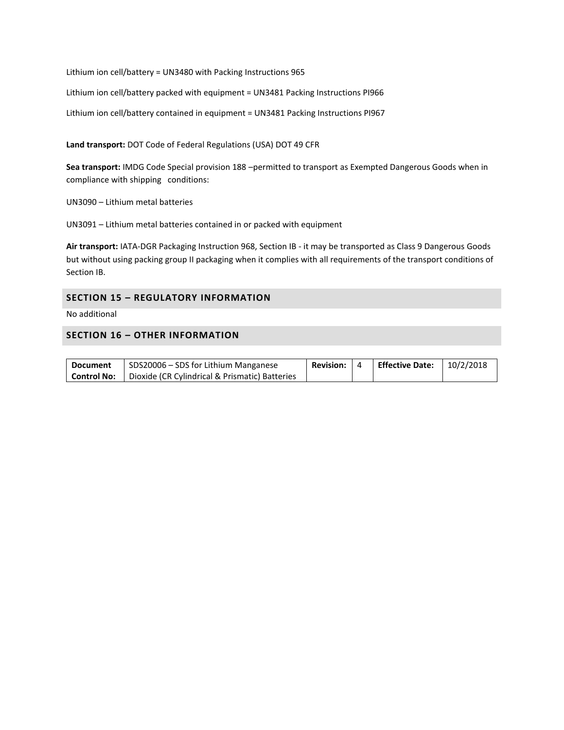Lithium ion cell/battery = UN3480 with Packing Instructions 965

Lithium ion cell/battery packed with equipment = UN3481 Packing Instructions PI966

Lithium ion cell/battery contained in equipment = UN3481 Packing Instructions PI967

**Land transport:** DOT Code of Federal Regulations (USA) DOT 49 CFR

**Sea transport:** IMDG Code Special provision 188 –permitted to transport as Exempted Dangerous Goods when in compliance with shipping conditions:

UN3090 – Lithium metal batteries

UN3091 – Lithium metal batteries contained in or packed with equipment

**Air transport:** IATA-DGR Packaging Instruction 968, Section IB - it may be transported as Class 9 Dangerous Goods but without using packing group II packaging when it complies with all requirements of the transport conditions of Section IB.

## SECTION 15 – REGULATORY INFORMATION

No additional

## SECTION 16 – OTHER INFORMATION

| | | | | | |
|---|---|---|---|---|---|
| **Document Control No:** | SDS20006 – SDS for Lithium Manganese Dioxide (CR Cylindrical & Prismatic) Batteries | **Revision:** | 4 | **Effective Date:** | 10/2/2018 |